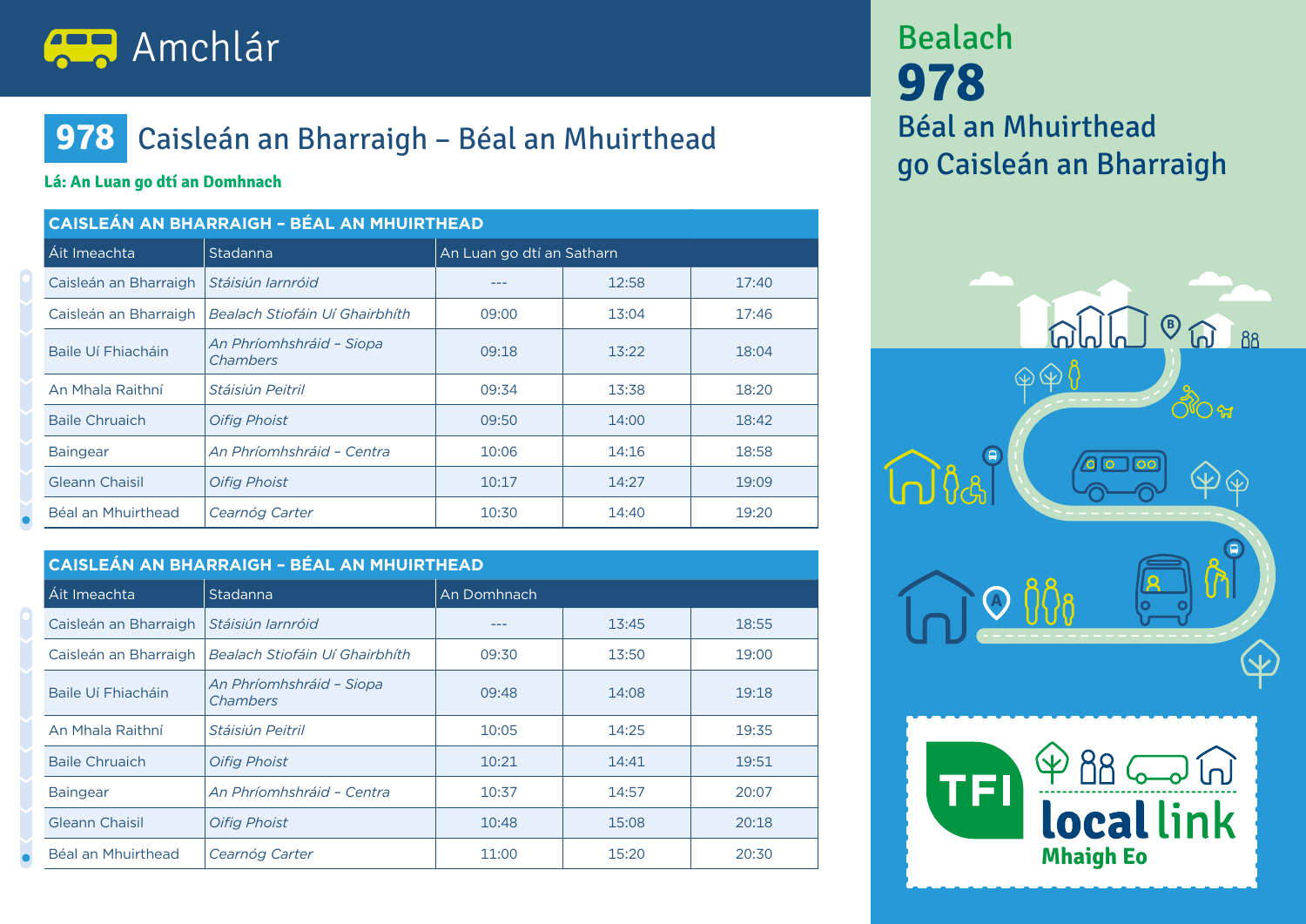# Amchlár

## 978 Caisleán an Bharraigh – Béal an Mhuirthead

**Lá: An Luan go dtí an Domhnach**

| CAISLEÁN AN BHARRAIGH – BÉAL AN MHUIRTHEAD | | | | |
|---|---|---|---|---|
| Áit Imeachta | Stadanna | An Luan go dtí an Satharn | | |
| Caisleán an Bharraigh | *Stáisiún Iarnróid* | --- | 12:58 | 17:40 |
| Caisleán an Bharraigh | *Bealach Stiofáin Uí Ghairbhíth* | 09:00 | 13:04 | 17:46 |
| Baile Uí Fhiacháin | *An Phríomhshráid – Siopa Chambers* | 09:18 | 13:22 | 18:04 |
| An Mhala Raithní | *Stáisiún Peitril* | 09:34 | 13:38 | 18:20 |
| Baile Chruaich | *Oifig Phoist* | 09:50 | 14:00 | 18:42 |
| Baingear | *An Phríomhshráid – Centra* | 10:06 | 14:16 | 18:58 |
| Gleann Chaisil | *Oifig Phoist* | 10:17 | 14:27 | 19:09 |
| Béal an Mhuirthead | *Cearnóg Carter* | 10:30 | 14:40 | 19:20 |

| CAISLEÁN AN BHARRAIGH – BÉAL AN MHUIRTHEAD | | | | |
|---|---|---|---|---|
| Áit Imeachta | Stadanna | An Domhnach | | |
| Caisleán an Bharraigh | *Stáisiún Iarnróid* | --- | 13:45 | 18:55 |
| Caisleán an Bharraigh | *Bealach Stiofáin Uí Ghairbhíth* | 09:30 | 13:50 | 19:00 |
| Baile Uí Fhiacháin | *An Phríomhshráid – Siopa Chambers* | 09:48 | 14:08 | 19:18 |
| An Mhala Raithní | *Stáisiún Peitril* | 10:05 | 14:25 | 19:35 |
| Baile Chruaich | *Oifig Phoist* | 10:21 | 14:41 | 19:51 |
| Baingear | *An Phríomhshráid – Centra* | 10:37 | 14:57 | 20:07 |
| Gleann Chaisil | *Oifig Phoist* | 10:48 | 15:08 | 20:18 |
| Béal an Mhuirthead | *Cearnóg Carter* | 11:00 | 15:20 | 20:30 |

Bealach
**978**
Béal an Mhuirthead go Caisleán an Bharraigh

TFI local link Mhaigh Eo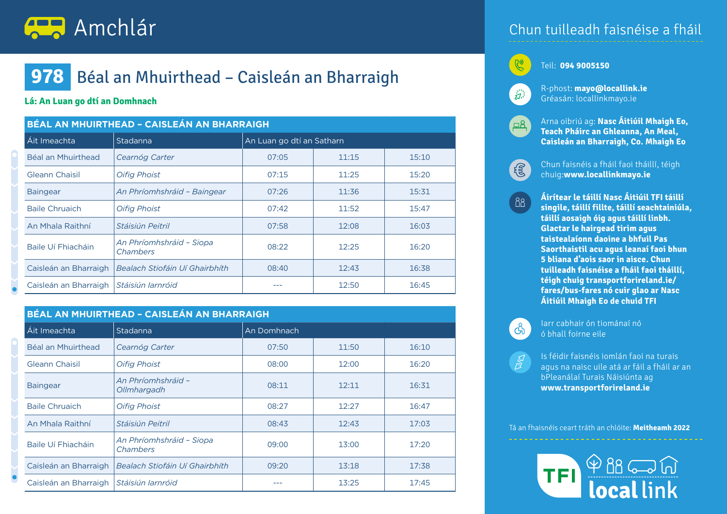# Amchlár

## 978 Béal an Mhuirthead – Caisleán an Bharraigh

**Lá: An Luan go dtí an Domhnach**

### BÉAL AN MHUIRTHEAD – CAISLEÁN AN BHARRAIGH

| Áit Imeachta | Stadanna | An Luan go dtí an Satharn | | |
|---|---|---|---|---|
| Béal an Mhuirthead | *Cearnóg Carter* | 07:05 | 11:15 | 15:10 |
| Gleann Chaisil | *Oifig Phoist* | 07:15 | 11:25 | 15:20 |
| Baingear | *An Phríomhshráid – Baingear* | 07:26 | 11:36 | 15:31 |
| Baile Chruaich | *Oifig Phoist* | 07:42 | 11:52 | 15:47 |
| An Mhala Raithní | *Stáisiún Peitril* | 07:58 | 12:08 | 16:03 |
| Baile Uí Fhiacháin | *An Phríomhshráid – Siopa Chambers* | 08:22 | 12:25 | 16:20 |
| Caisleán an Bharraigh | *Bealach Stiofáin Uí Ghairbhíth* | 08:40 | 12:43 | 16:38 |
| Caisleán an Bharraigh | *Stáisiún Iarnróid* | --- | 12:50 | 16:45 |

### BÉAL AN MHUIRTHEAD – CAISLEÁN AN BHARRAIGH

| Áit Imeachta | Stadanna | An Domhnach | | |
|---|---|---|---|---|
| Béal an Mhuirthead | *Cearnóg Carter* | 07:50 | 11:50 | 16:10 |
| Gleann Chaisil | *Oifig Phoist* | 08:00 | 12:00 | 16:20 |
| Baingear | *An Phríomhshráid – Ollmhargadh* | 08:11 | 12:11 | 16:31 |
| Baile Chruaich | *Oifig Phoist* | 08:27 | 12:27 | 16:47 |
| An Mhala Raithní | *Stáisiún Peitril* | 08:43 | 12:43 | 17:03 |
| Baile Uí Fhiacháin | *An Phríomhshráid – Siopa Chambers* | 09:00 | 13:00 | 17:20 |
| Caisleán an Bharraigh | *Bealach Stiofáin Uí Ghairbhíth* | 09:20 | 13:18 | 17:38 |
| Caisleán an Bharraigh | *Stáisiún Iarnróid* | --- | 13:25 | 17:45 |

## Chun tuilleadh faisnéise a fháil

Teil: **094 9005150**

R-phost: **mayo@locallink.ie**
Gréasán: locallinkmayo.ie

Arna oibriú ag: **Nasc Áitiúil Mhaigh Eo, Teach Pháirc an Ghleanna, An Meal, Caisleán an Bharraigh, Co. Mhaigh Eo**

Chun faisnéis a fháil faoi tháillí, téigh chuig:**www.locallinkmayo.ie**

**Áirítear le táillí Nasc Áitiúil TFI táillí singile, táillí fillte, táillí seachtainiúla, táillí aosaigh óig agus táillí linbh. Glactar le hairgead tirim agus taistealaíonn daoine a bhfuil Pas Saorthaistil acu agus leanaí faoi bhun 5 bliana d'aois saor in aisce. Chun tuilleadh faisnéise a fháil faoi tháillí, téigh chuig transportforireland.ie/fares/bus-fares nó cuir glao ar Nasc Áitiúil Mhaigh Eo de chuid TFI**

Iarr cabhair ón tiománaí nó ó bhall foirne eile

Is féidir faisnéis iomlán faoi na turais agus na naisc uile atá ar fáil a fháil ar an bPleanálaí Turais Náisiúnta ag **www.transportforireland.ie**

Tá an fhaisnéis ceart tráth an chlóite: **Meitheamh 2022**

TFI local link